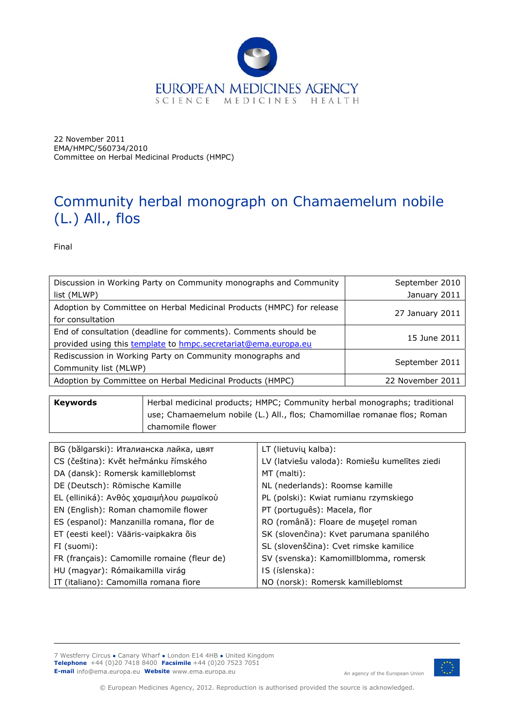EUROPEAN MEDICINES AGENCY
SCIENCE MEDICINES HEALTH

22 November 2011
EMA/HMPC/560734/2010
Committee on Herbal Medicinal Products (HMPC)

# Community herbal monograph on Chamaemelum nobile (L.) All., flos

Final

| | |
|---|---|
| Discussion in Working Party on Community monographs and Community list (MLWP) | September 2010<br>January 2011 |
| Adoption by Committee on Herbal Medicinal Products (HMPC) for release for consultation | 27 January 2011 |
| End of consultation (deadline for comments). Comments should be provided using this template to hmpc.secretariat@ema.europa.eu | 15 June 2011 |
| Rediscussion in Working Party on Community monographs and Community list (MLWP) | September 2011 |
| Adoption by Committee on Herbal Medicinal Products (HMPC) | 22 November 2011 |

| | |
|---|---|
| **Keywords** | Herbal medicinal products; HMPC; Community herbal monographs; traditional use; Chamaemelum nobile (L.) All., flos; Chamomillae romanae flos; Roman chamomile flower |

| | |
|---|---|
| BG (bălgarski): Италианска лайка, цвят | LT (lietuvių kalba): |
| CS (čeština): Květ heřmánku římského | LV (latviešu valoda): Romiešu kumelītes ziedi |
| DA (dansk): Romersk kamilleblomst | MT (malti): |
| DE (Deutsch): Römische Kamille | NL (nederlands): Roomse kamille |
| EL (elliniká): Ανθός χαμαιμήλου ρωμαϊκού | PL (polski): Kwiat rumianu rzymskiego |
| EN (English): Roman chamomile flower | PT (português): Macela, flor |
| ES (espanol): Manzanilla romana, flor de | RO (română): Floare de muşeţel roman |
| ET (eesti keel): Vääris-vaipkakra õis | SK (slovenčina): Kvet parumana spanilého |
| FI (suomi): | SL (slovenščina): Cvet rimske kamilice |
| FR (français): Camomille romaine (fleur de) | SV (svenska): Kamomillblomma, romersk |
| HU (magyar): Rómaikamilla virág | IS (íslenska): |
| IT (italiano): Camomilla romana fiore | NO (norsk): Romersk kamilleblomst |

7 Westferry Circus ● Canary Wharf ● London E14 4HB ● United Kingdom
**Telephone** +44 (0)20 7418 8400 **Facsimile** +44 (0)20 7523 7051
**E-mail** info@ema.europa.eu **Website** www.ema.europa.eu

An agency of the European Union

© European Medicines Agency, 2012. Reproduction is authorised provided the source is acknowledged.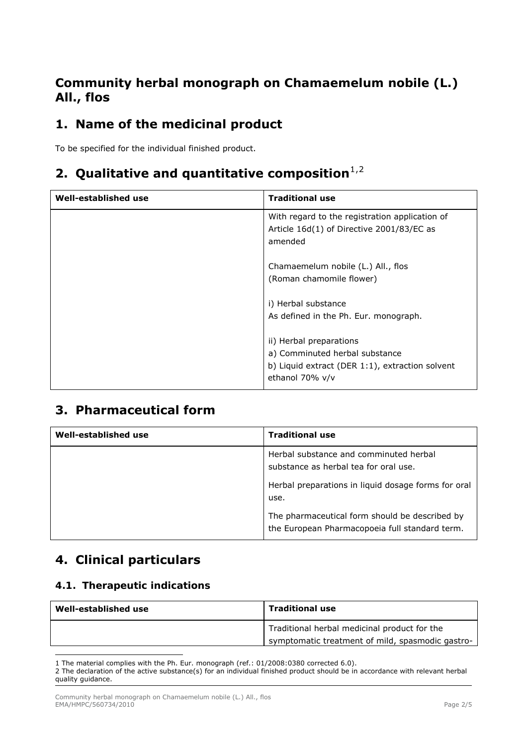# Community herbal monograph on Chamaemelum nobile (L.) All., flos

## 1. Name of the medicinal product

To be specified for the individual finished product.

## 2. Qualitative and quantitative composition[1,2]

| Well-established use | Traditional use |
|---|---|
| | With regard to the registration application of Article 16d(1) of Directive 2001/83/EC as amended<br><br>Chamaemelum nobile (L.) All., flos (Roman chamomile flower)<br><br>i) Herbal substance<br>As defined in the Ph. Eur. monograph.<br><br>ii) Herbal preparations<br>a) Comminuted herbal substance<br>b) Liquid extract (DER 1:1), extraction solvent ethanol 70% v/v |

## 3. Pharmaceutical form

| Well-established use | Traditional use |
|---|---|
| | Herbal substance and comminuted herbal substance as herbal tea for oral use.<br><br>Herbal preparations in liquid dosage forms for oral use.<br><br>The pharmaceutical form should be described by the European Pharmacopoeia full standard term. |

## 4. Clinical particulars

### 4.1. Therapeutic indications

| Well-established use | Traditional use |
|---|---|
| | Traditional herbal medicinal product for the symptomatic treatment of mild, spasmodic gastro- |

1 The material complies with the Ph. Eur. monograph (ref.: 01/2008:0380 corrected 6.0).
2 The declaration of the active substance(s) for an individual finished product should be in accordance with relevant herbal quality guidance.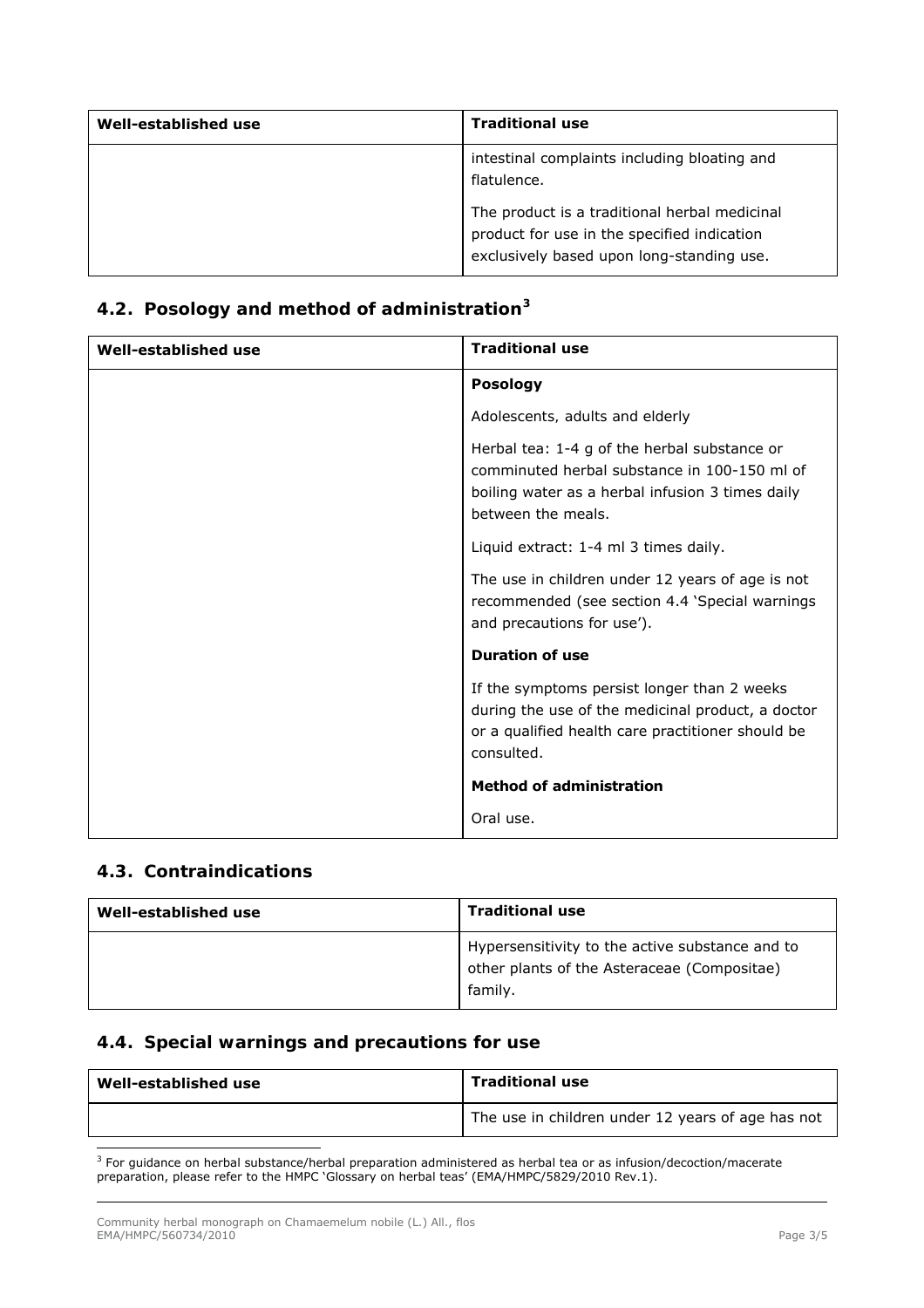| Well-established use | Traditional use |
|---|---|
| | intestinal complaints including bloating and flatulence.<br><br>The product is a traditional herbal medicinal product for use in the specified indication exclusively based upon long-standing use. |

## 4.2. Posology and method of administration[3]

| Well-established use | Traditional use |
|---|---|
| | **Posology**<br><br>Adolescents, adults and elderly<br><br>Herbal tea: 1-4 g of the herbal substance or comminuted herbal substance in 100-150 ml of boiling water as a herbal infusion 3 times daily between the meals.<br><br>Liquid extract: 1-4 ml 3 times daily.<br><br>The use in children under 12 years of age is not recommended (see section 4.4 'Special warnings and precautions for use').<br><br>**Duration of use**<br><br>If the symptoms persist longer than 2 weeks during the use of the medicinal product, a doctor or a qualified health care practitioner should be consulted.<br><br>**Method of administration**<br><br>Oral use. |

## 4.3. Contraindications

| Well-established use | Traditional use |
|---|---|
| | Hypersensitivity to the active substance and to other plants of the Asteraceae (Compositae) family. |

## 4.4. Special warnings and precautions for use

| Well-established use | Traditional use |
|---|---|
| | The use in children under 12 years of age has not |

[3] For guidance on herbal substance/herbal preparation administered as herbal tea or as infusion/decoction/macerate preparation, please refer to the HMPC 'Glossary on herbal teas' (EMA/HMPC/5829/2010 Rev.1).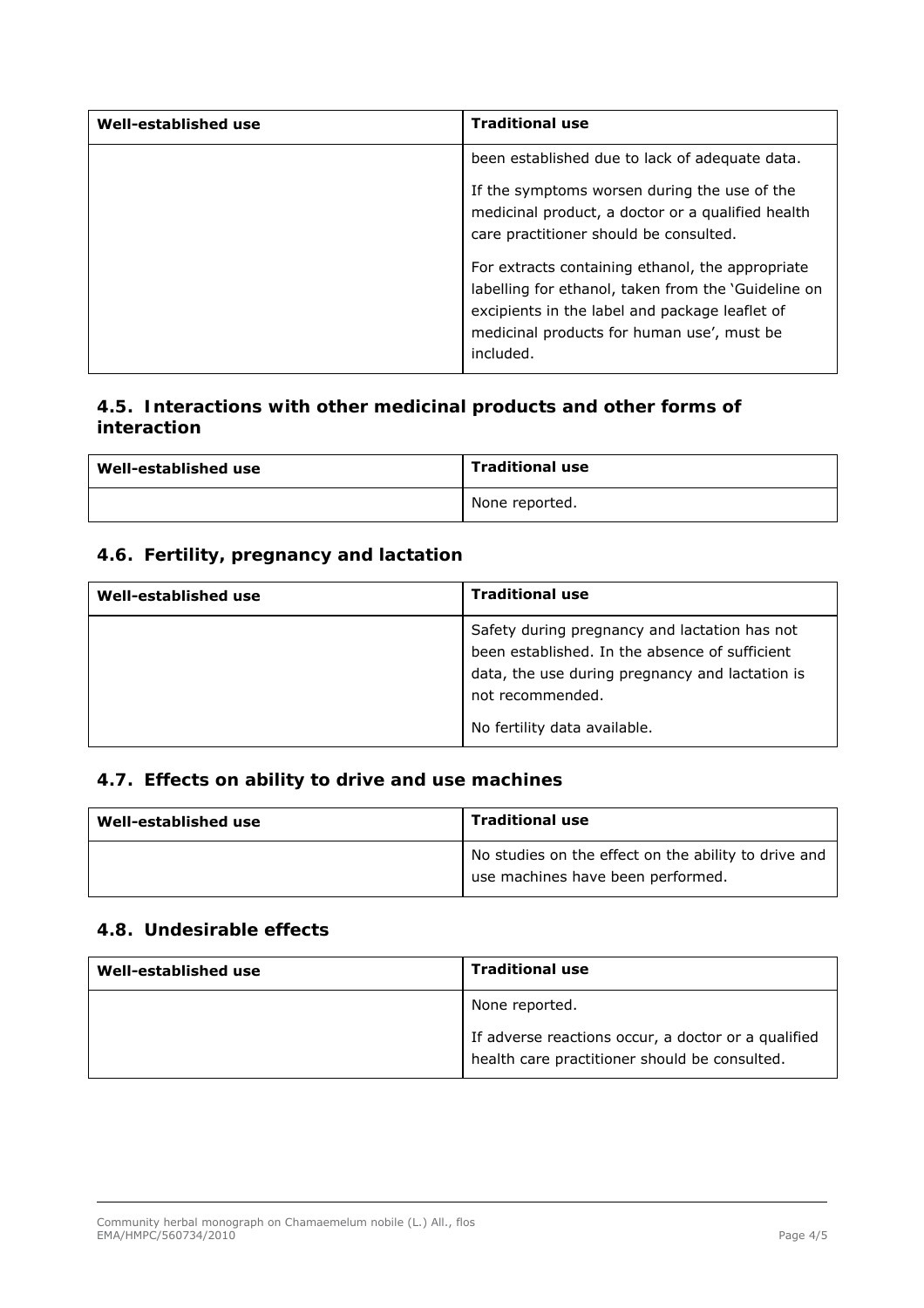| Well-established use | Traditional use |
|---|---|
| | been established due to lack of adequate data.<br><br>If the symptoms worsen during the use of the medicinal product, a doctor or a qualified health care practitioner should be consulted.<br><br>For extracts containing ethanol, the appropriate labelling for ethanol, taken from the 'Guideline on excipients in the label and package leaflet of medicinal products for human use', must be included. |

## 4.5. Interactions with other medicinal products and other forms of interaction

| Well-established use | Traditional use |
|---|---|
| | None reported. |

## 4.6. Fertility, pregnancy and lactation

| Well-established use | Traditional use |
|---|---|
| | Safety during pregnancy and lactation has not been established. In the absence of sufficient data, the use during pregnancy and lactation is not recommended.<br><br>No fertility data available. |

## 4.7. Effects on ability to drive and use machines

| Well-established use | Traditional use |
|---|---|
| | No studies on the effect on the ability to drive and use machines have been performed. |

## 4.8. Undesirable effects

| Well-established use | Traditional use |
|---|---|
| | None reported.<br><br>If adverse reactions occur, a doctor or a qualified health care practitioner should be consulted. |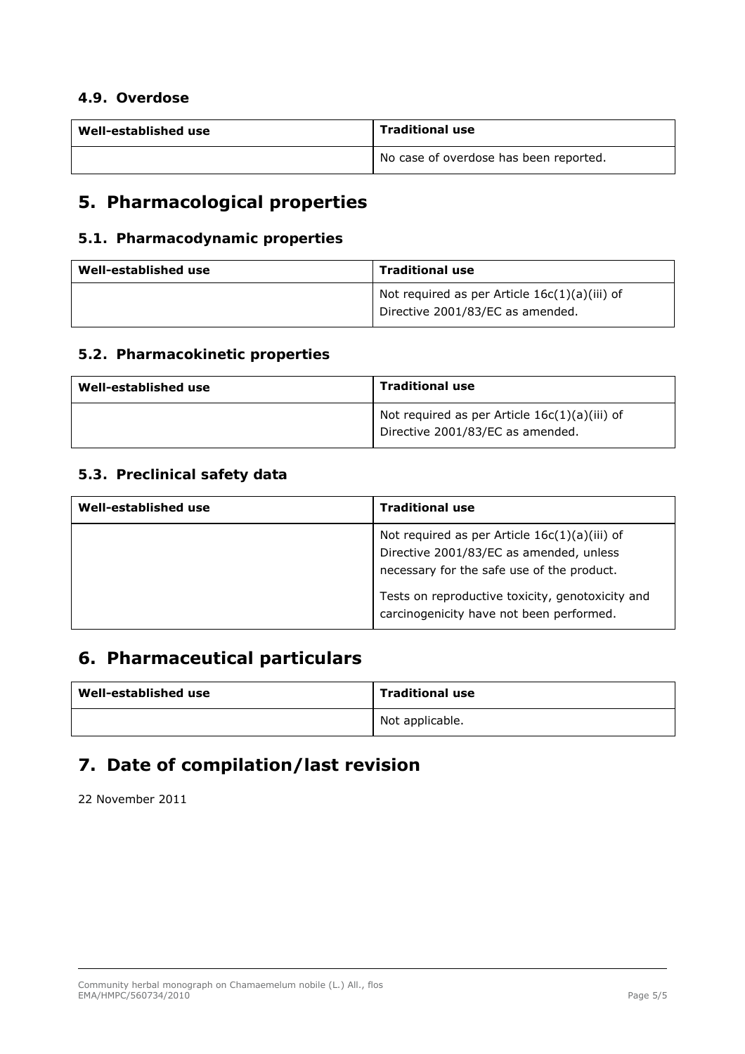### 4.9. Overdose

| Well-established use | Traditional use |
|---|---|
| | No case of overdose has been reported. |

## 5. Pharmacological properties

### 5.1. Pharmacodynamic properties

| Well-established use | Traditional use |
|---|---|
| | Not required as per Article 16c(1)(a)(iii) of Directive 2001/83/EC as amended. |

### 5.2. Pharmacokinetic properties

| Well-established use | Traditional use |
|---|---|
| | Not required as per Article 16c(1)(a)(iii) of Directive 2001/83/EC as amended. |

### 5.3. Preclinical safety data

| Well-established use | Traditional use |
|---|---|
| | Not required as per Article 16c(1)(a)(iii) of Directive 2001/83/EC as amended, unless necessary for the safe use of the product.<br><br>Tests on reproductive toxicity, genotoxicity and carcinogenicity have not been performed. |

## 6. Pharmaceutical particulars

| Well-established use | Traditional use |
|---|---|
| | Not applicable. |

## 7. Date of compilation/last revision

22 November 2011